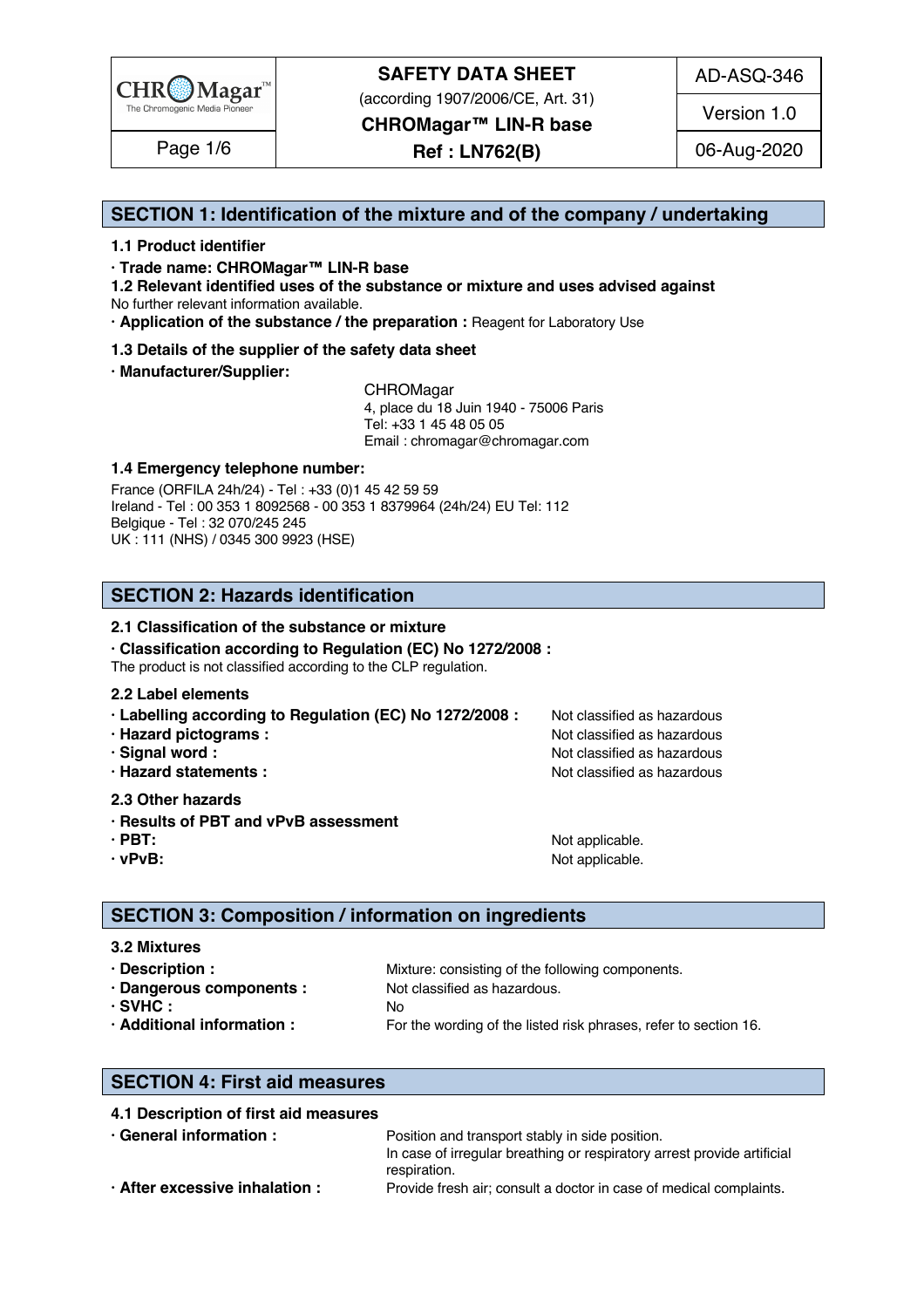# SAFETY DATA SHEET

(according 1907/2006/CE, Art. 31)

**CHROMagar™ LIN-R base**

**Ref : LN762(B)**

AD-ASQ-346 | Version 1.0 | 06-Aug-2020

## SECTION 1: Identification of the mixture and of the company / undertaking

**1.1 Product identifier**

**· Trade name: CHROMagar™ LIN-R base**

**1.2 Relevant identified uses of the substance or mixture and uses advised against**

No further relevant information available.

**· Application of the substance / the preparation :** Reagent for Laboratory Use

**1.3 Details of the supplier of the safety data sheet**

**· Manufacturer/Supplier:**

CHROMagar
4, place du 18 Juin 1940 - 75006 Paris
Tel: +33 1 45 48 05 05
Email : chromagar@chromagar.com

**1.4 Emergency telephone number:**

France (ORFILA 24h/24) - Tel : +33 (0)1 45 42 59 59
Ireland - Tel : 00 353 1 8092568 - 00 353 1 8379964 (24h/24) EU Tel: 112
Belgique - Tel : 32 070/245 245
UK : 111 (NHS) / 0345 300 9923 (HSE)

## SECTION 2: Hazards identification

**2.1 Classification of the substance or mixture**

**· Classification according to Regulation (EC) No 1272/2008 :**

The product is not classified according to the CLP regulation.

**2.2 Label elements**

**· Labelling according to Regulation (EC) No 1272/2008 :** Not classified as hazardous

**· Hazard pictograms :** Not classified as hazardous

**· Signal word :** Not classified as hazardous

**· Hazard statements :** Not classified as hazardous

**2.3 Other hazards**

**· Results of PBT and vPvB assessment**

**· PBT:** Not applicable.

**· vPvB:** Not applicable.

## SECTION 3: Composition / information on ingredients

**3.2 Mixtures**

**· Description :** Mixture: consisting of the following components.

**· Dangerous components :** Not classified as hazardous.

**· SVHC :** No

**· Additional information :** For the wording of the listed risk phrases, refer to section 16.

## SECTION 4: First aid measures

**4.1 Description of first aid measures**

**· General information :** Position and transport stably in side position.
In case of irregular breathing or respiratory arrest provide artificial respiration.

**· After excessive inhalation :** Provide fresh air; consult a doctor in case of medical complaints.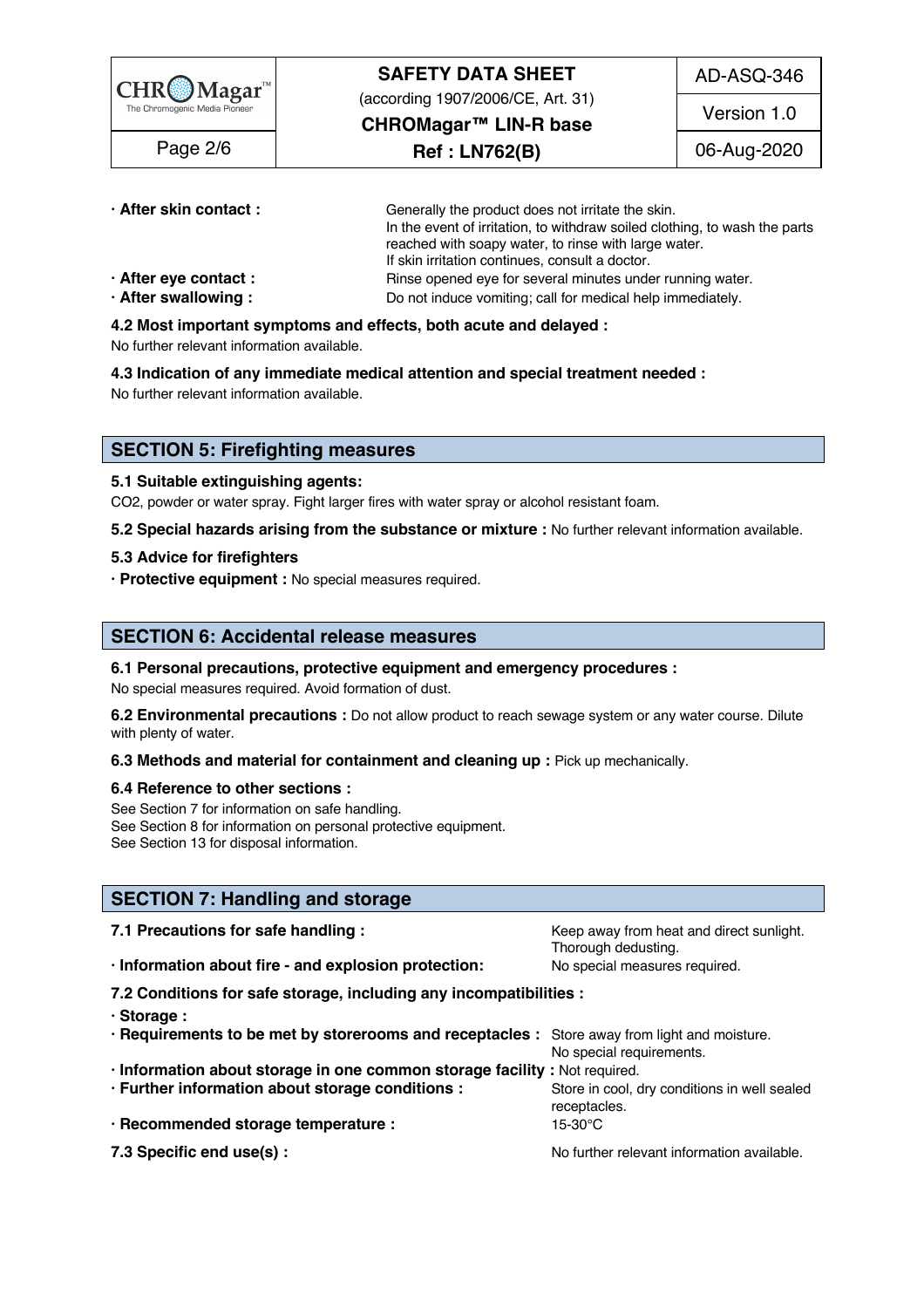· **After skin contact :** Generally the product does not irritate the skin.
In the event of irritation, to withdraw soiled clothing, to wash the parts reached with soapy water, to rinse with large water.
If skin irritation continues, consult a doctor.

· **After eye contact :** Rinse opened eye for several minutes under running water.

· **After swallowing :** Do not induce vomiting; call for medical help immediately.

**4.2 Most important symptoms and effects, both acute and delayed :**
No further relevant information available.

**4.3 Indication of any immediate medical attention and special treatment needed :**
No further relevant information available.

## SECTION 5: Firefighting measures

**5.1 Suitable extinguishing agents:**
$CO_2$, powder or water spray. Fight larger fires with water spray or alcohol resistant foam.

**5.2 Special hazards arising from the substance or mixture :** No further relevant information available.

**5.3 Advice for firefighters**

· **Protective equipment :** No special measures required.

## SECTION 6: Accidental release measures

**6.1 Personal precautions, protective equipment and emergency procedures :**
No special measures required. Avoid formation of dust.

**6.2 Environmental precautions :** Do not allow product to reach sewage system or any water course. Dilute with plenty of water.

**6.3 Methods and material for containment and cleaning up :** Pick up mechanically.

**6.4 Reference to other sections :**
See Section 7 for information on safe handling.
See Section 8 for information on personal protective equipment.
See Section 13 for disposal information.

## SECTION 7: Handling and storage

**7.1 Precautions for safe handling :** Keep away from heat and direct sunlight.
Thorough dedusting.

· **Information about fire - and explosion protection:** No special measures required.

**7.2 Conditions for safe storage, including any incompatibilities :**

· **Storage :**

· **Requirements to be met by storerooms and receptacles :** Store away from light and moisture.
No special requirements.

· **Information about storage in one common storage facility :** Not required.

· **Further information about storage conditions :** Store in cool, dry conditions in well sealed receptacles.

· **Recommended storage temperature :** 15-30°C

**7.3 Specific end use(s) :** No further relevant information available.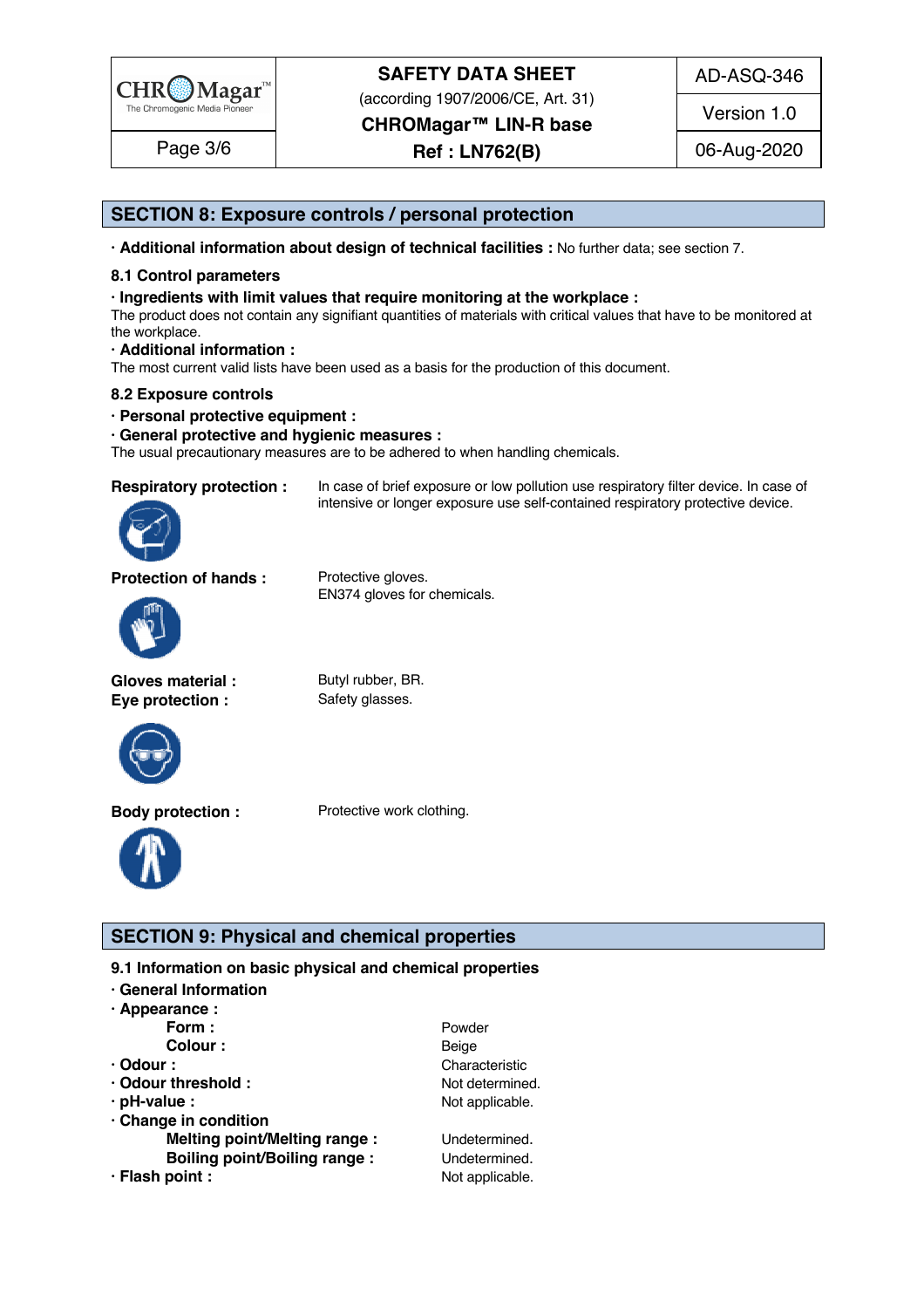## SECTION 8: Exposure controls / personal protection

· **Additional information about design of technical facilities :** No further data; see section 7.

### 8.1 Control parameters

· **Ingredients with limit values that require monitoring at the workplace :**
The product does not contain any signifiant quantities of materials with critical values that have to be monitored at the workplace.

· **Additional information :**
The most current valid lists have been used as a basis for the production of this document.

### 8.2 Exposure controls

· **Personal protective equipment :**

· **General protective and hygienic measures :**
The usual precautionary measures are to be adhered to when handling chemicals.

**Respiratory protection :** In case of brief exposure or low pollution use respiratory filter device. In case of intensive or longer exposure use self-contained respiratory protective device.

**Protection of hands :** Protective gloves.
EN374 gloves for chemicals.

**Gloves material :** Butyl rubber, BR.

**Eye protection :** Safety glasses.

**Body protection :** Protective work clothing.

## SECTION 9: Physical and chemical properties

### 9.1 Information on basic physical and chemical properties

· **General Information**

· **Appearance :**

| | |
|---|---|
| **Form :** | Powder |
| **Colour :** | Beige |
| · **Odour :** | Characteristic |
| · **Odour threshold :** | Not determined. |
| · **pH-value :** | Not applicable. |
| · **Change in condition** | |
| **Melting point/Melting range :** | Undetermined. |
| **Boiling point/Boiling range :** | Undetermined. |
| · **Flash point :** | Not applicable. |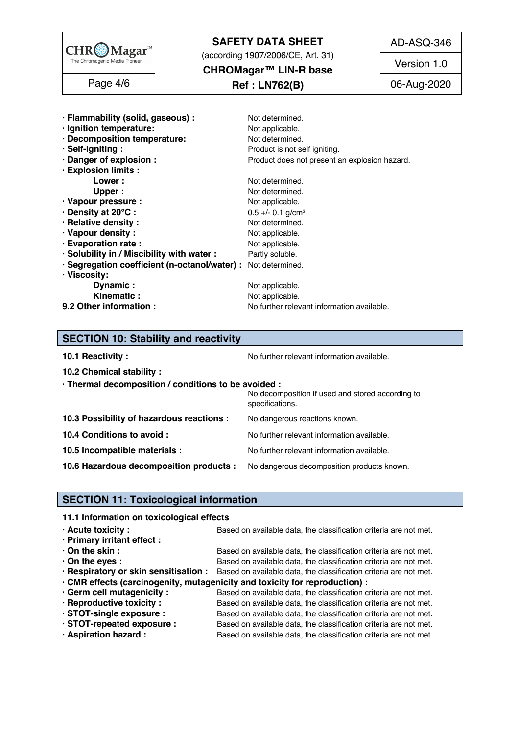· **Flammability (solid, gaseous) :** Not determined.
· **Ignition temperature:** Not applicable.
· **Decomposition temperature:** Not determined.
· **Self-igniting :** Product is not self igniting.
· **Danger of explosion :** Product does not present an explosion hazard.
· **Explosion limits :**
  **Lower :** Not determined.
  **Upper :** Not determined.
· **Vapour pressure :** Not applicable.
· **Density at 20°C :** 0.5 +/- 0.1 g/cm³
· **Relative density :** Not determined.
· **Vapour density :** Not applicable.
· **Evaporation rate :** Not applicable.
· **Solubility in / Miscibility with water :** Partly soluble.
· **Segregation coefficient (n-octanol/water) :** Not determined.
· **Viscosity:**
  **Dynamic :** Not applicable.
  **Kinematic :** Not applicable.
**9.2 Other information :** No further relevant information available.

## SECTION 10: Stability and reactivity

**10.1 Reactivity :** No further relevant information available.

**10.2 Chemical stability :**

· **Thermal decomposition / conditions to be avoided :**
No decomposition if used and stored according to specifications.

**10.3 Possibility of hazardous reactions :** No dangerous reactions known.

**10.4 Conditions to avoid :** No further relevant information available.

**10.5 Incompatible materials :** No further relevant information available.

**10.6 Hazardous decomposition products :** No dangerous decomposition products known.

## SECTION 11: Toxicological information

**11.1 Information on toxicological effects**

· **Acute toxicity :** Based on available data, the classification criteria are not met.
· **Primary irritant effect :**
· **On the skin :** Based on available data, the classification criteria are not met.
· **On the eyes :** Based on available data, the classification criteria are not met.
· **Respiratory or skin sensitisation :** Based on available data, the classification criteria are not met.
· **CMR effects (carcinogenity, mutagenicity and toxicity for reproduction) :**
· **Germ cell mutagenicity :** Based on available data, the classification criteria are not met.
· **Reproductive toxicity :** Based on available data, the classification criteria are not met.
· **STOT-single exposure :** Based on available data, the classification criteria are not met.
· **STOT-repeated exposure :** Based on available data, the classification criteria are not met.
· **Aspiration hazard :** Based on available data, the classification criteria are not met.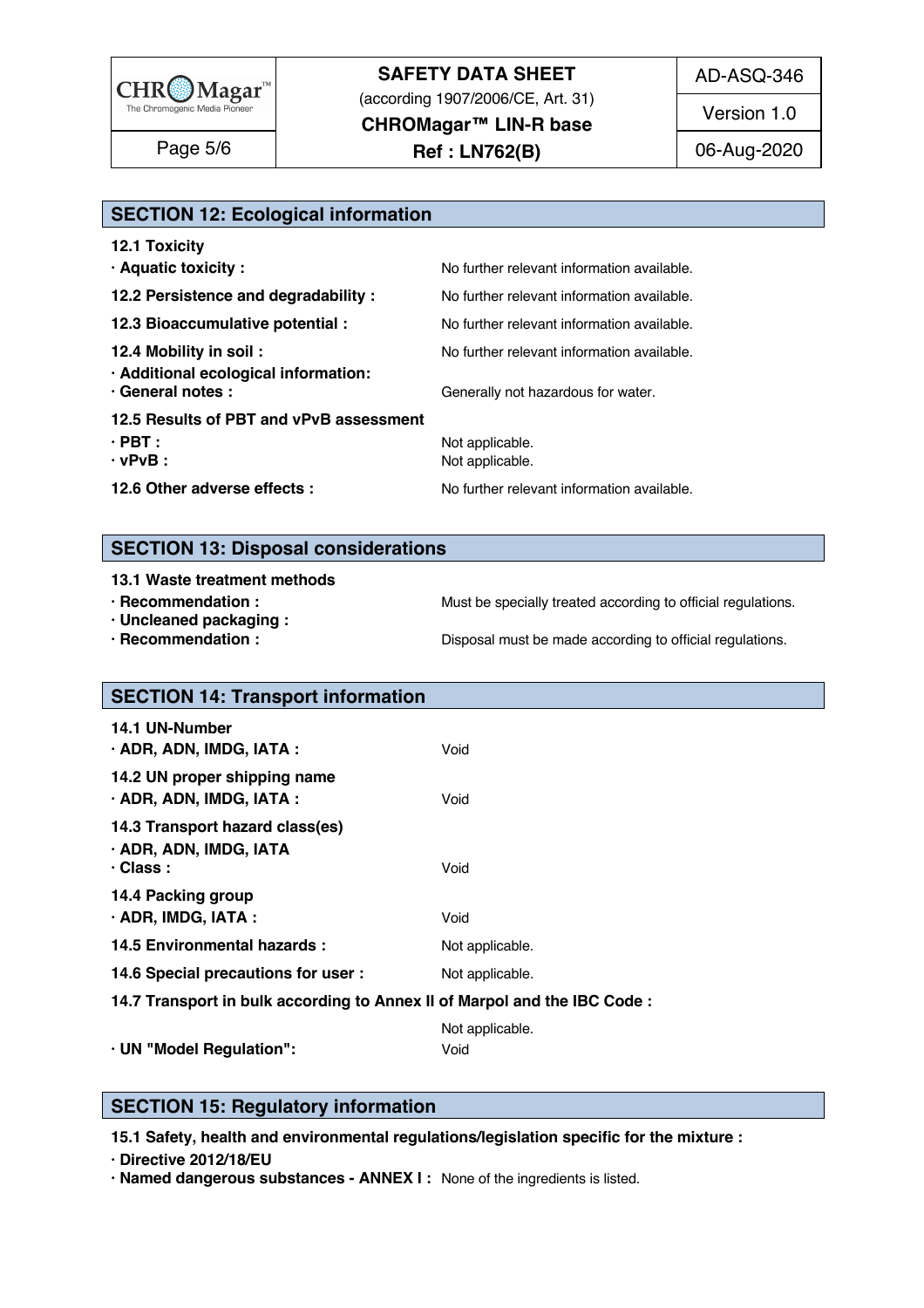## SECTION 12: Ecological information

**12.1 Toxicity**

**· Aquatic toxicity :** No further relevant information available.

**12.2 Persistence and degradability :** No further relevant information available.

**12.3 Bioaccumulative potential :** No further relevant information available.

**12.4 Mobility in soil :** No further relevant information available.

**· Additional ecological information:**

**· General notes :** Generally not hazardous for water.

**12.5 Results of PBT and vPvB assessment**

**· PBT :** Not applicable.

**· vPvB :** Not applicable.

**12.6 Other adverse effects :** No further relevant information available.

## SECTION 13: Disposal considerations

**13.1 Waste treatment methods**

**· Recommendation :** Must be specially treated according to official regulations.

**· Uncleaned packaging :**

**· Recommendation :** Disposal must be made according to official regulations.

## SECTION 14: Transport information

**14.1 UN-Number**

**· ADR, ADN, IMDG, IATA :** Void

**14.2 UN proper shipping name**

**· ADR, ADN, IMDG, IATA :** Void

**14.3 Transport hazard class(es)**

**· ADR, ADN, IMDG, IATA**

**· Class :** Void

**14.4 Packing group**

**· ADR, IMDG, IATA :** Void

**14.5 Environmental hazards :** Not applicable.

**14.6 Special precautions for user :** Not applicable.

**14.7 Transport in bulk according to Annex II of Marpol and the IBC Code :**

Not applicable.

**· UN "Model Regulation":** Void

## SECTION 15: Regulatory information

**15.1 Safety, health and environmental regulations/legislation specific for the mixture :**

**· Directive 2012/18/EU**

**· Named dangerous substances - ANNEX I :** None of the ingredients is listed.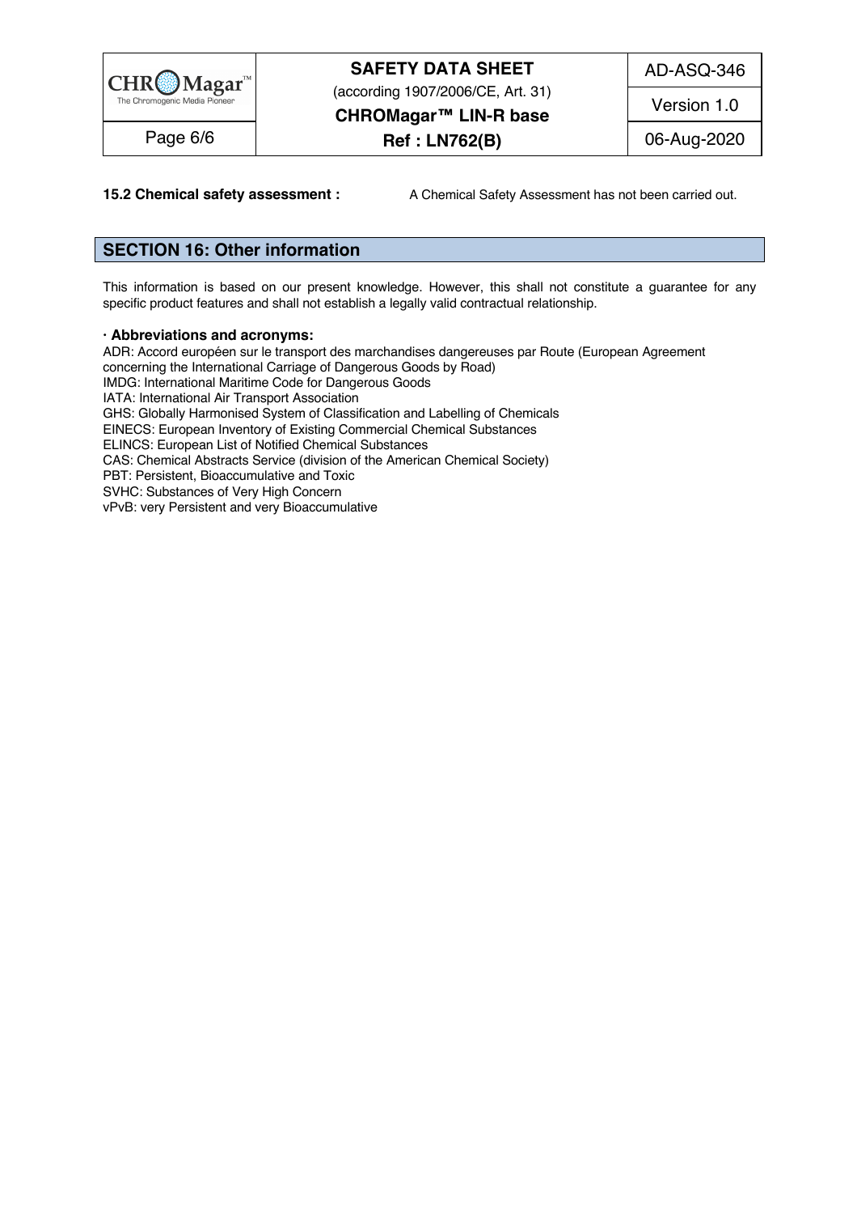**15.2 Chemical safety assessment :** A Chemical Safety Assessment has not been carried out.

## SECTION 16: Other information

This information is based on our present knowledge. However, this shall not constitute a guarantee for any specific product features and shall not establish a legally valid contractual relationship.

**· Abbreviations and acronyms:**

ADR: Accord européen sur le transport des marchandises dangereuses par Route (European Agreement concerning the International Carriage of Dangerous Goods by Road)
IMDG: International Maritime Code for Dangerous Goods
IATA: International Air Transport Association
GHS: Globally Harmonised System of Classification and Labelling of Chemicals
EINECS: European Inventory of Existing Commercial Chemical Substances
ELINCS: European List of Notified Chemical Substances
CAS: Chemical Abstracts Service (division of the American Chemical Society)
PBT: Persistent, Bioaccumulative and Toxic
SVHC: Substances of Very High Concern
vPvB: very Persistent and very Bioaccumulative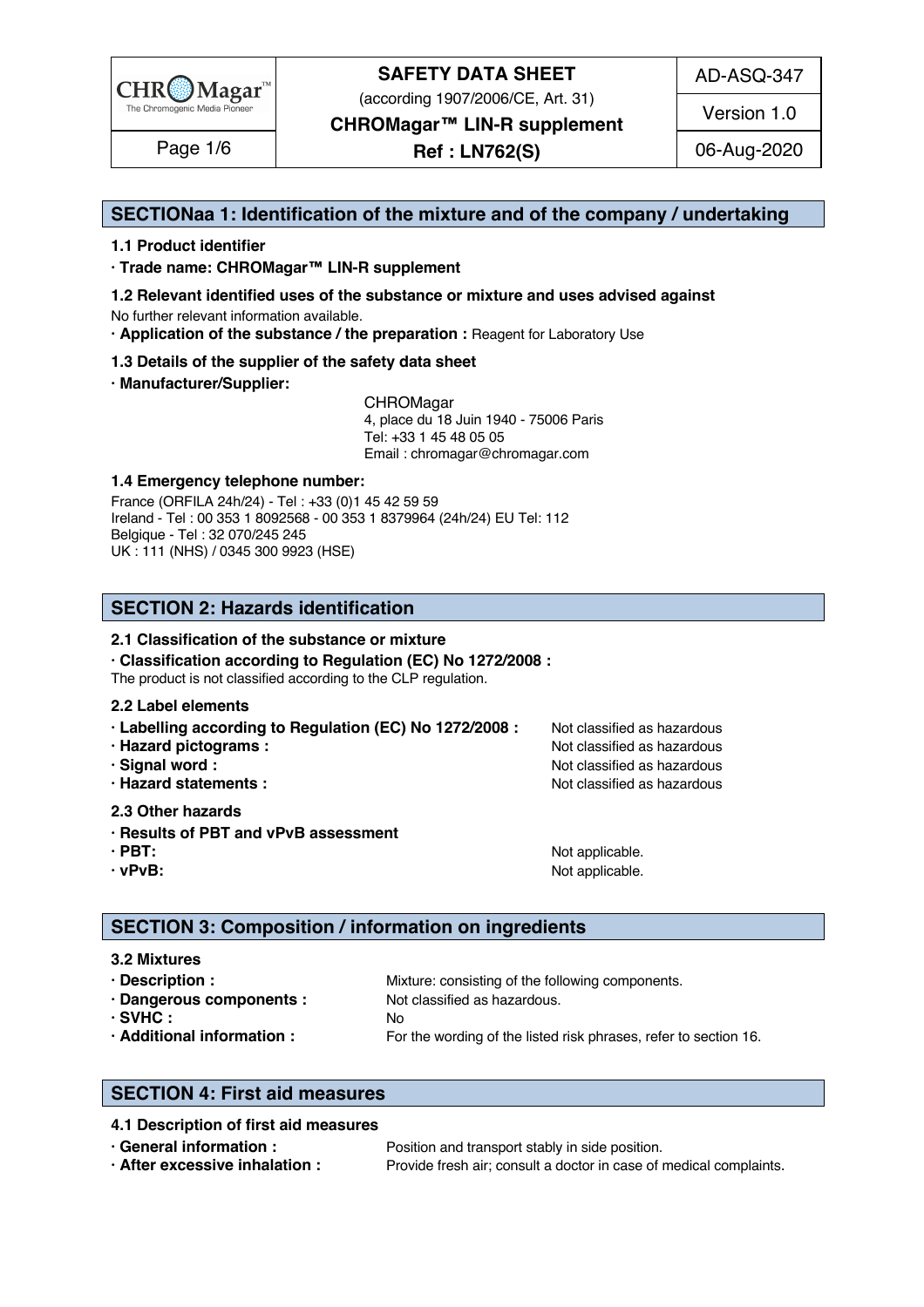# SAFETY DATA SHEET

(according 1907/2006/CE, Art. 31)

**CHROMagar™ LIN-R supplement**

**Ref : LN762(S)**

AD-ASQ-347

Version 1.0

06-Aug-2020

## SECTIONaa 1: Identification of the mixture and of the company / undertaking

### 1.1 Product identifier

**· Trade name: CHROMagar™ LIN-R supplement**

### 1.2 Relevant identified uses of the substance or mixture and uses advised against

No further relevant information available.

**· Application of the substance / the preparation :** Reagent for Laboratory Use

### 1.3 Details of the supplier of the safety data sheet

**· Manufacturer/Supplier:**

CHROMagar
4, place du 18 Juin 1940 - 75006 Paris
Tel: +33 1 45 48 05 05
Email : chromagar@chromagar.com

### 1.4 Emergency telephone number:

France (ORFILA 24h/24) - Tel : +33 (0)1 45 42 59 59
Ireland - Tel : 00 353 1 8092568 - 00 353 1 8379964 (24h/24) EU Tel: 112
Belgique - Tel : 32 070/245 245
UK : 111 (NHS) / 0345 300 9923 (HSE)

## SECTION 2: Hazards identification

### 2.1 Classification of the substance or mixture

**· Classification according to Regulation (EC) No 1272/2008 :**
The product is not classified according to the CLP regulation.

### 2.2 Label elements

- **Labelling according to Regulation (EC) No 1272/2008 :** Not classified as hazardous
- **Hazard pictograms :** Not classified as hazardous
- **Signal word :** Not classified as hazardous
- **Hazard statements :** Not classified as hazardous

### 2.3 Other hazards

**· Results of PBT and vPvB assessment**

- **PBT:** Not applicable.
- **vPvB:** Not applicable.

## SECTION 3: Composition / information on ingredients

### 3.2 Mixtures

- **Description :** Mixture: consisting of the following components.
- **Dangerous components :** Not classified as hazardous.
- **SVHC :** No
- **Additional information :** For the wording of the listed risk phrases, refer to section 16.

## SECTION 4: First aid measures

### 4.1 Description of first aid measures

- **General information :** Position and transport stably in side position.
- **After excessive inhalation :** Provide fresh air; consult a doctor in case of medical complaints.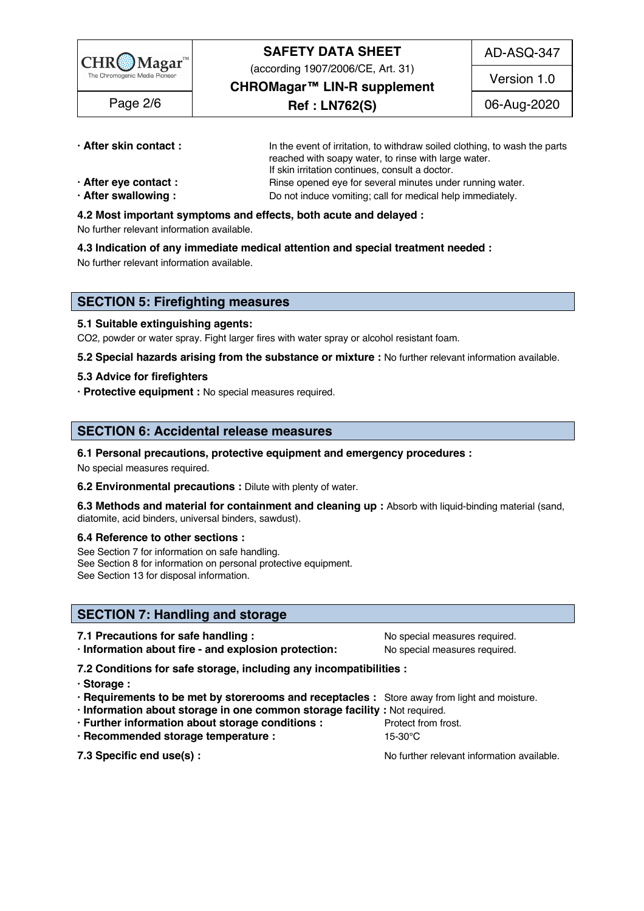**· After skin contact :** In the event of irritation, to withdraw soiled clothing, to wash the parts reached with soapy water, to rinse with large water.
If skin irritation continues, consult a doctor.

**· After eye contact :** Rinse opened eye for several minutes under running water.

**· After swallowing :** Do not induce vomiting; call for medical help immediately.

**4.2 Most important symptoms and effects, both acute and delayed :**
No further relevant information available.

**4.3 Indication of any immediate medical attention and special treatment needed :**
No further relevant information available.

## SECTION 5: Firefighting measures

**5.1 Suitable extinguishing agents:**
$CO_2$, powder or water spray. Fight larger fires with water spray or alcohol resistant foam.

**5.2 Special hazards arising from the substance or mixture :** No further relevant information available.

**5.3 Advice for firefighters**

**· Protective equipment :** No special measures required.

## SECTION 6: Accidental release measures

**6.1 Personal precautions, protective equipment and emergency procedures :**
No special measures required.

**6.2 Environmental precautions :** Dilute with plenty of water.

**6.3 Methods and material for containment and cleaning up :** Absorb with liquid-binding material (sand, diatomite, acid binders, universal binders, sawdust).

**6.4 Reference to other sections :**
See Section 7 for information on safe handling.
See Section 8 for information on personal protective equipment.
See Section 13 for disposal information.

## SECTION 7: Handling and storage

**7.1 Precautions for safe handling :** No special measures required.

**· Information about fire - and explosion protection:** No special measures required.

**7.2 Conditions for safe storage, including any incompatibilities :**

**· Storage :**

**· Requirements to be met by storerooms and receptacles :** Store away from light and moisture.

**· Information about storage in one common storage facility :** Not required.

**· Further information about storage conditions :** Protect from frost.

**· Recommended storage temperature :** 15-30°C

**7.3 Specific end use(s) :** No further relevant information available.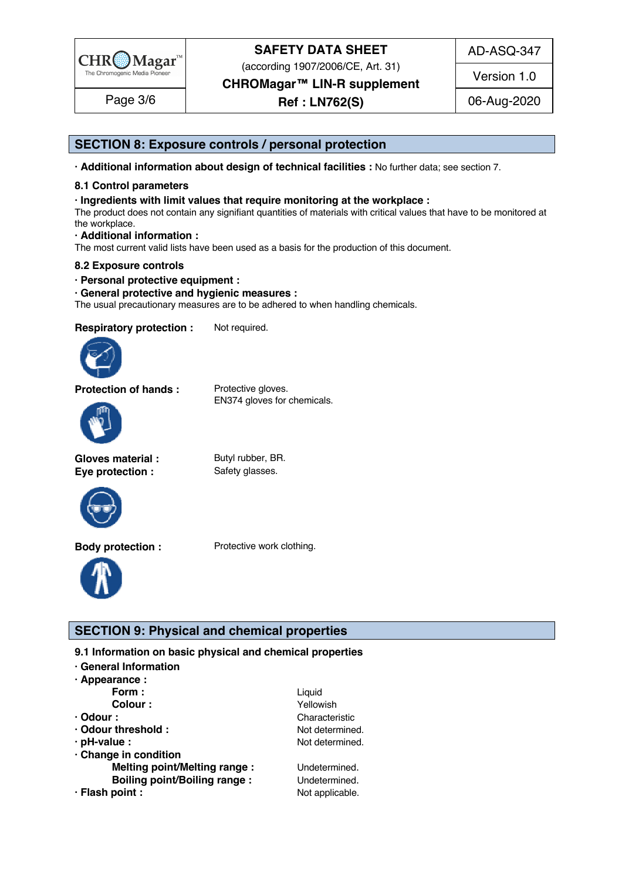## SECTION 8: Exposure controls / personal protection

· **Additional information about design of technical facilities :** No further data; see section 7.

### 8.1 Control parameters

· **Ingredients with limit values that require monitoring at the workplace :**
The product does not contain any signifiant quantities of materials with critical values that have to be monitored at the workplace.

· **Additional information :**
The most current valid lists have been used as a basis for the production of this document.

### 8.2 Exposure controls

· **Personal protective equipment :**

· **General protective and hygienic measures :**
The usual precautionary measures are to be adhered to when handling chemicals.

**Respiratory protection :** Not required.

**Protection of hands :** Protective gloves.
EN374 gloves for chemicals.

**Gloves material :** Butyl rubber, BR.

**Eye protection :** Safety glasses.

**Body protection :** Protective work clothing.

## SECTION 9: Physical and chemical properties

### 9.1 Information on basic physical and chemical properties

· **General Information**

· **Appearance :**

- **Form :** Liquid
- **Colour :** Yellowish

· **Odour :** Characteristic

· **Odour threshold :** Not determined.

· **pH-value :** Not determined.

· **Change in condition**

- **Melting point/Melting range :** Undetermined.
- **Boiling point/Boiling range :** Undetermined.

· **Flash point :** Not applicable.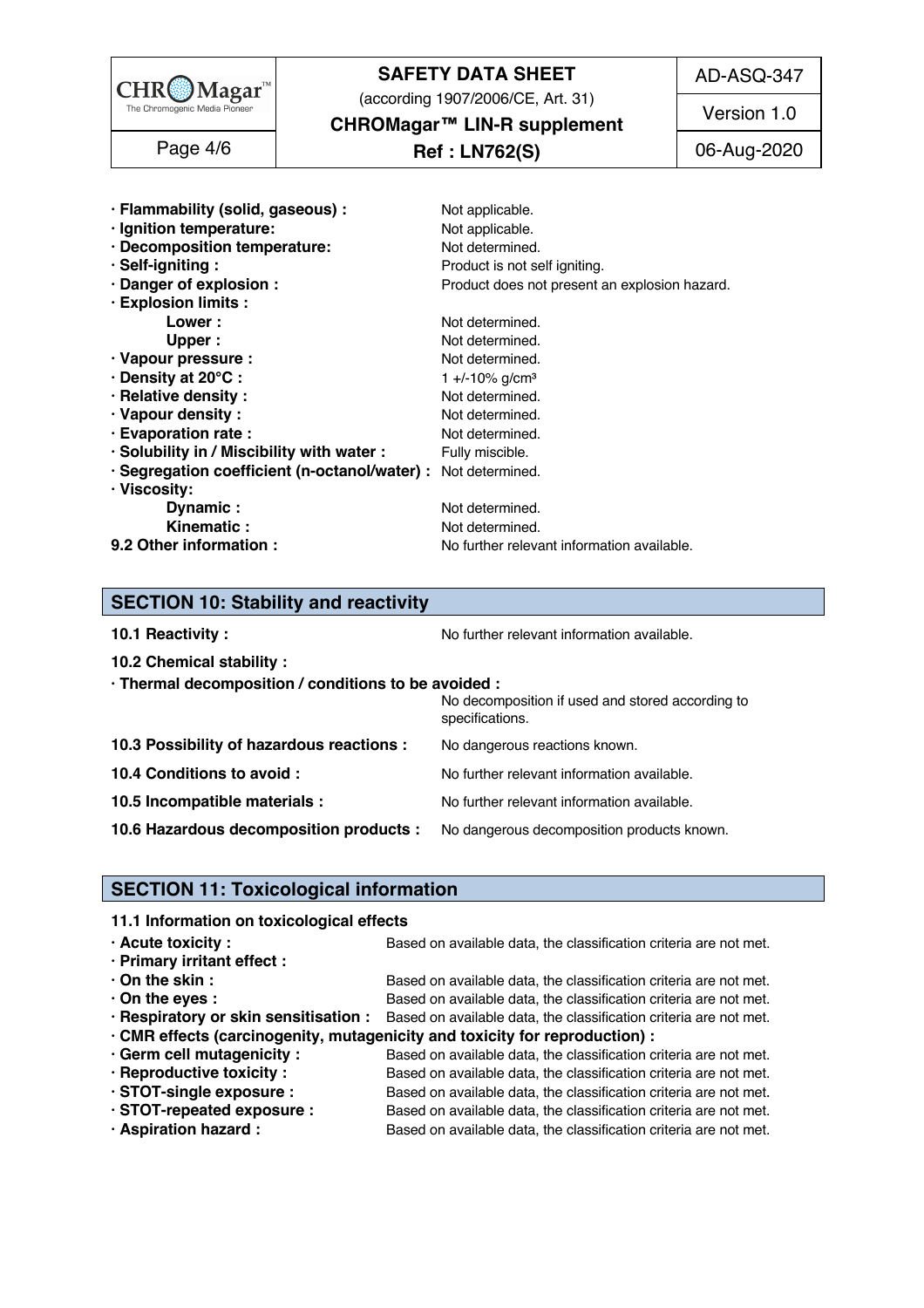| | |
|---|---|
| · **Flammability (solid, gaseous) :** | Not applicable. |
| · **Ignition temperature:** | Not applicable. |
| · **Decomposition temperature:** | Not determined. |
| · **Self-igniting :** | Product is not self igniting. |
| · **Danger of explosion :** | Product does not present an explosion hazard. |
| · **Explosion limits :** | |
| **Lower :** | Not determined. |
| **Upper :** | Not determined. |
| · **Vapour pressure :** | Not determined. |
| · **Density at 20°C :** | 1 +/-10% g/cm³ |
| · **Relative density :** | Not determined. |
| · **Vapour density :** | Not determined. |
| · **Evaporation rate :** | Not determined. |
| · **Solubility in / Miscibility with water :** | Fully miscible. |
| · **Segregation coefficient (n-octanol/water) :** | Not determined. |
| · **Viscosity:** | |
| **Dynamic :** | Not determined. |
| **Kinematic :** | Not determined. |
| **9.2 Other information :** | No further relevant information available. |

## SECTION 10: Stability and reactivity

**10.1 Reactivity :** No further relevant information available.

**10.2 Chemical stability :**

· **Thermal decomposition / conditions to be avoided :** No decomposition if used and stored according to specifications.

**10.3 Possibility of hazardous reactions :** No dangerous reactions known.

**10.4 Conditions to avoid :** No further relevant information available.

**10.5 Incompatible materials :** No further relevant information available.

**10.6 Hazardous decomposition products :** No dangerous decomposition products known.

## SECTION 11: Toxicological information

**11.1 Information on toxicological effects**

| | |
|---|---|
| · **Acute toxicity :** | Based on available data, the classification criteria are not met. |
| · **Primary irritant effect :** | |
| · **On the skin :** | Based on available data, the classification criteria are not met. |
| · **On the eyes :** | Based on available data, the classification criteria are not met. |
| · **Respiratory or skin sensitisation :** | Based on available data, the classification criteria are not met. |
| · **CMR effects (carcinogenity, mutagenicity and toxicity for reproduction) :** | |
| · **Germ cell mutagenicity :** | Based on available data, the classification criteria are not met. |
| · **Reproductive toxicity :** | Based on available data, the classification criteria are not met. |
| · **STOT-single exposure :** | Based on available data, the classification criteria are not met. |
| · **STOT-repeated exposure :** | Based on available data, the classification criteria are not met. |
| · **Aspiration hazard :** | Based on available data, the classification criteria are not met. |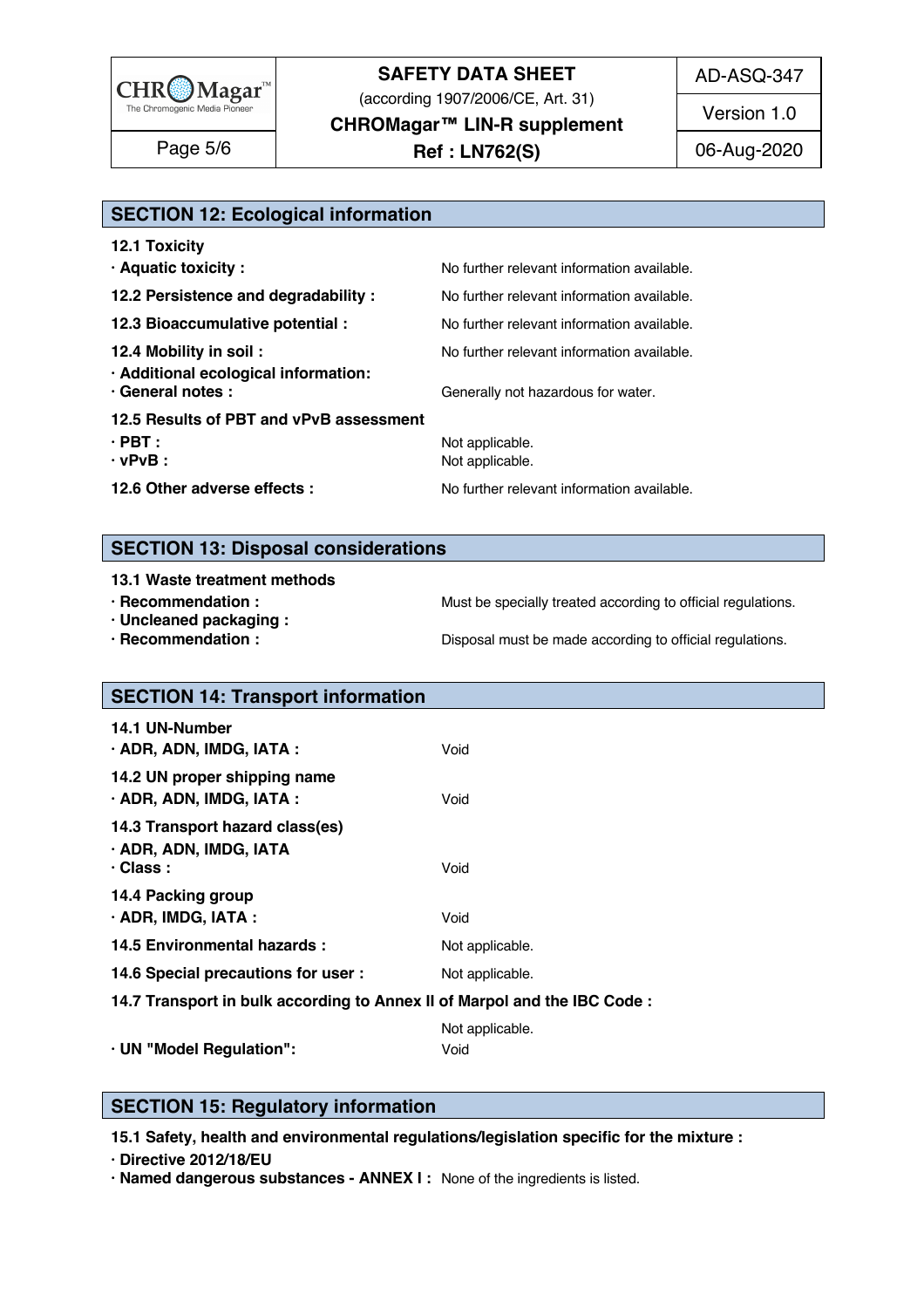## SECTION 12: Ecological information

**12.1 Toxicity**

| | |
|---|---|
| **· Aquatic toxicity :** | No further relevant information available. |
| **12.2 Persistence and degradability :** | No further relevant information available. |
| **12.3 Bioaccumulative potential :** | No further relevant information available. |
| **12.4 Mobility in soil :** | No further relevant information available. |
| **· Additional ecological information:** | |
| **· General notes :** | Generally not hazardous for water. |

**12.5 Results of PBT and vPvB assessment**

| | |
|---|---|
| **· PBT :** | Not applicable. |
| **· vPvB :** | Not applicable. |
| **12.6 Other adverse effects :** | No further relevant information available. |

## SECTION 13: Disposal considerations

**13.1 Waste treatment methods**

| | |
|---|---|
| **· Recommendation :** | Must be specially treated according to official regulations. |
| **· Uncleaned packaging :** | |
| **· Recommendation :** | Disposal must be made according to official regulations. |

## SECTION 14: Transport information

**14.1 UN-Number**

| | |
|---|---|
| **· ADR, ADN, IMDG, IATA :** | Void |

**14.2 UN proper shipping name**

| | |
|---|---|
| **· ADR, ADN, IMDG, IATA :** | Void |

**14.3 Transport hazard class(es)**

**· ADR, ADN, IMDG, IATA**

| | |
|---|---|
| **· Class :** | Void |

**14.4 Packing group**

| | |
|---|---|
| **· ADR, IMDG, IATA :** | Void |
| **14.5 Environmental hazards :** | Not applicable. |
| **14.6 Special precautions for user :** | Not applicable. |

**14.7 Transport in bulk according to Annex II of Marpol and the IBC Code :**

Not applicable.

| | |
|---|---|
| **· UN "Model Regulation":** | Void |

## SECTION 15: Regulatory information

**15.1 Safety, health and environmental regulations/legislation specific for the mixture :**

**· Directive 2012/18/EU**

**· Named dangerous substances - ANNEX I :** None of the ingredients is listed.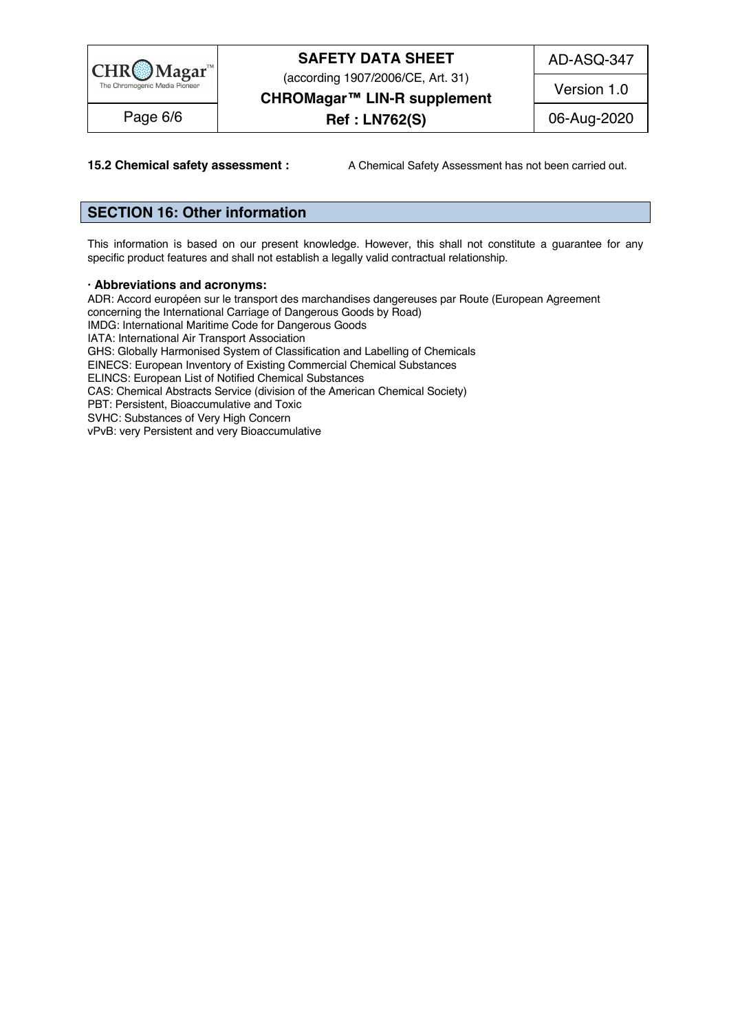**15.2 Chemical safety assessment :** A Chemical Safety Assessment has not been carried out.

## SECTION 16: Other information

This information is based on our present knowledge. However, this shall not constitute a guarantee for any specific product features and shall not establish a legally valid contractual relationship.

**· Abbreviations and acronyms:**

ADR: Accord européen sur le transport des marchandises dangereuses par Route (European Agreement concerning the International Carriage of Dangerous Goods by Road)
IMDG: International Maritime Code for Dangerous Goods
IATA: International Air Transport Association
GHS: Globally Harmonised System of Classification and Labelling of Chemicals
EINECS: European Inventory of Existing Commercial Chemical Substances
ELINCS: European List of Notified Chemical Substances
CAS: Chemical Abstracts Service (division of the American Chemical Society)
PBT: Persistent, Bioaccumulative and Toxic
SVHC: Substances of Very High Concern
vPvB: very Persistent and very Bioaccumulative